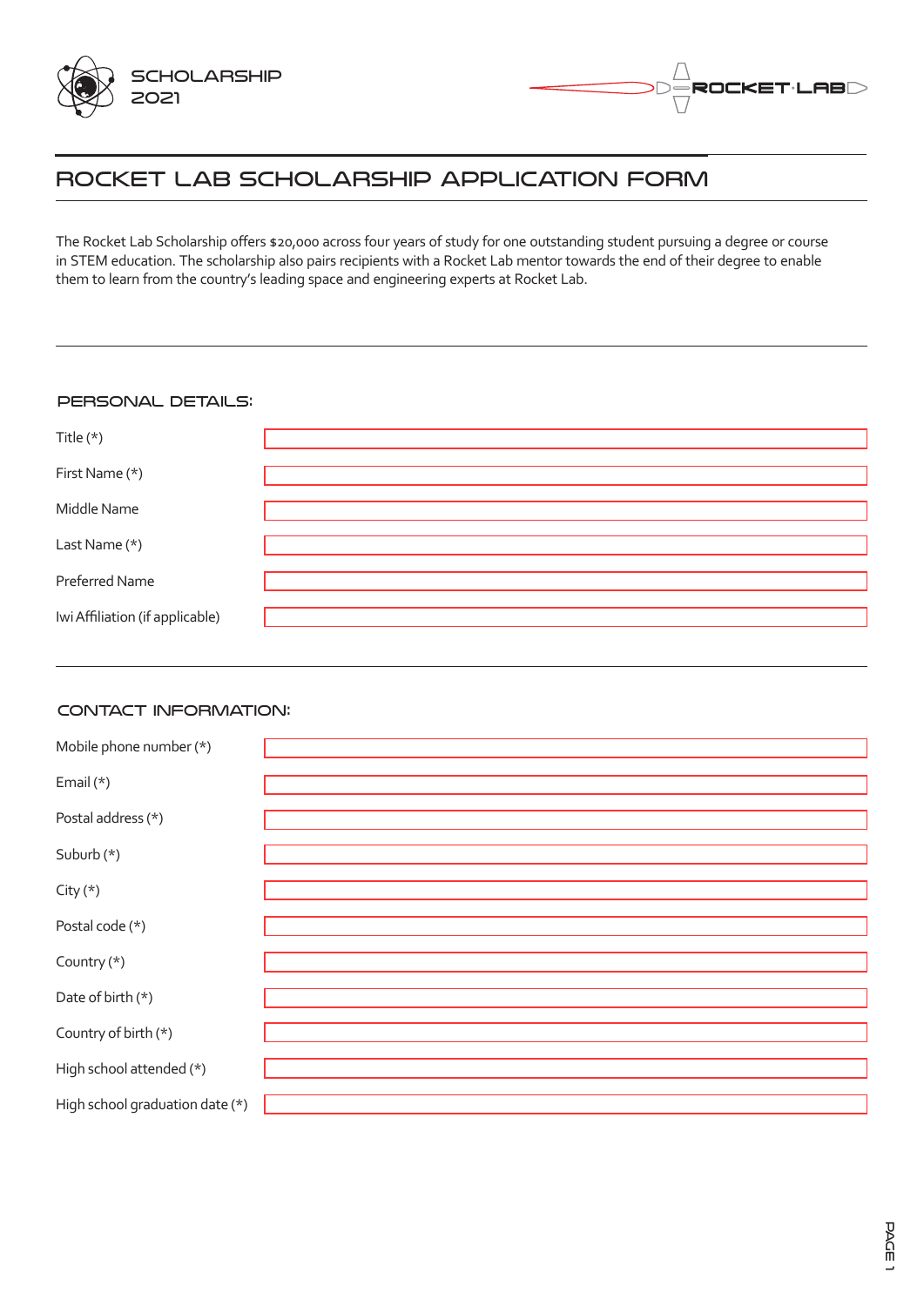SCHOLARSHIP 2021

ROCKET·LAB

# ROCKET LAB SCHOLARSHIP APPLICATION FORM

The Rocket Lab Scholarship offers $20,000 across four years of study for one outstanding student pursuing a degree or course in STEM education. The scholarship also pairs recipients with a Rocket Lab mentor towards the end of their degree to enable them to learn from the country's leading space and engineering experts at Rocket Lab.

## PERSONAL DETAILS:

| | |
|---|---|
| Title (*) | |
| First Name (*) | |
| Middle Name | |
| Last Name (*) | |
| Preferred Name | |
| Iwi Affiliation (if applicable) | |

## CONTACT INFORMATION:

| | |
|---|---|
| Mobile phone number (*) | |
| Email (*) | |
| Postal address (*) | |
| Suburb (*) | |
| City (*) | |
| Postal code (*) | |
| Country (*) | |
| Date of birth (*) | |
| Country of birth (*) | |
| High school attended (*) | |
| High school graduation date (*) | |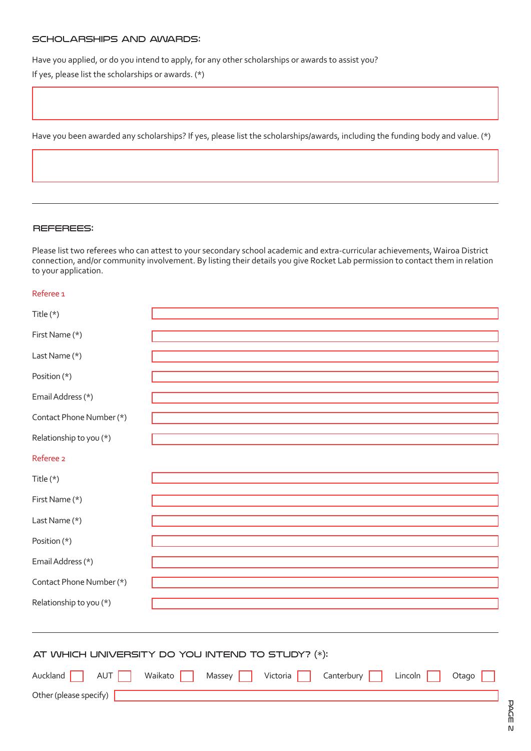## SCHOLARSHIPS AND AWARDS:

Have you applied, or do you intend to apply, for any other scholarships or awards to assist you?

If yes, please list the scholarships or awards. (*)

Have you been awarded any scholarships? If yes, please list the scholarships/awards, including the funding body and value. (*)

---

## REFEREES:

Please list two referees who can attest to your secondary school academic and extra-curricular achievements, Wairoa District connection, and/or community involvement. By listing their details you give Rocket Lab permission to contact them in relation to your application.

### Referee 1

Title (*)

First Name (*)

Last Name (*)

Position (*)

Email Address (*)

Contact Phone Number (*)

Relationship to you (*)

### Referee 2

Title (*)

First Name (*)

Last Name (*)

Position (*)

Email Address (*)

Contact Phone Number (*)

Relationship to you (*)

---

## AT WHICH UNIVERSITY DO YOU INTEND TO STUDY? (*):

Auckland ☐ AUT ☐ Waikato ☐ Massey ☐ Victoria ☐ Canterbury ☐ Lincoln ☐ Otago ☐

Other (please specify)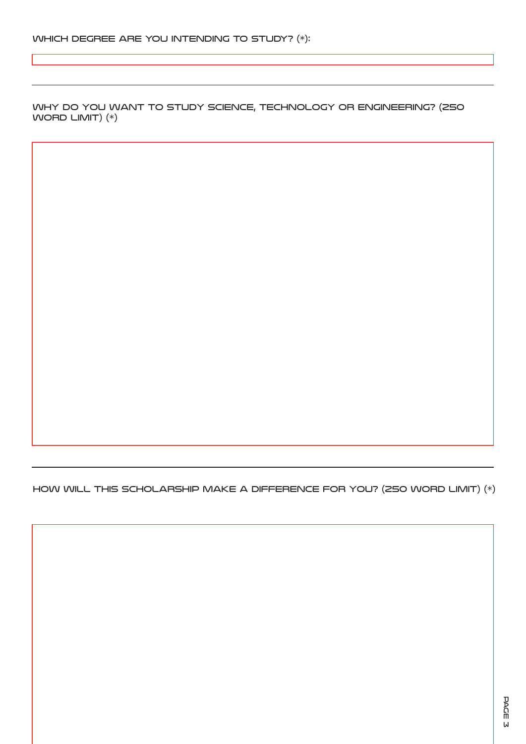WHICH DEGREE ARE YOU INTENDING TO STUDY? (*):

---

WHY DO YOU WANT TO STUDY SCIENCE, TECHNOLOGY OR ENGINEERING? (250 WORD LIMIT) (*)

---

HOW WILL THIS SCHOLARSHIP MAKE A DIFFERENCE FOR YOU? (250 WORD LIMIT) (*)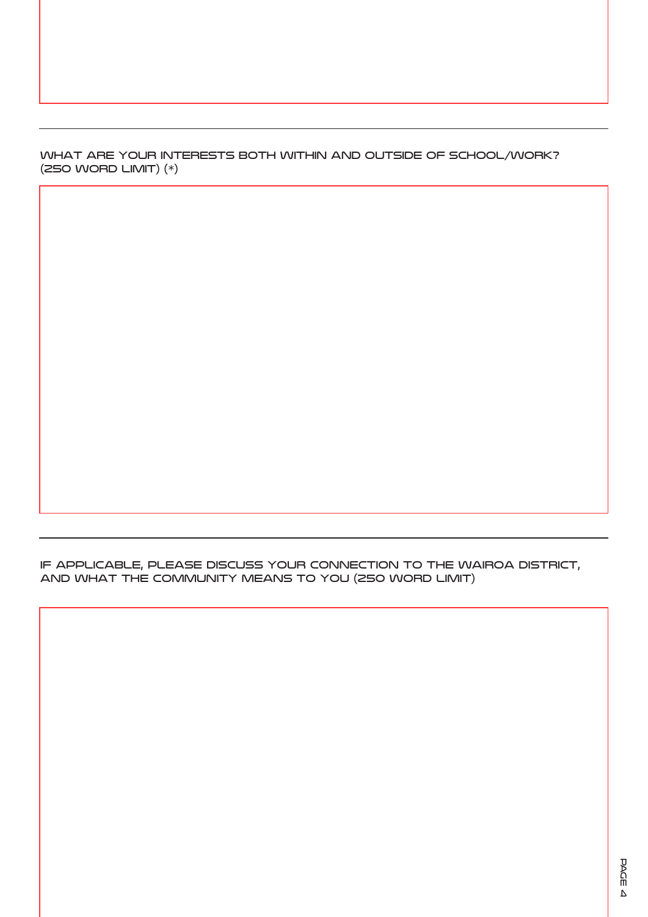WHAT ARE YOUR INTERESTS BOTH WITHIN AND OUTSIDE OF SCHOOL/WORK? (250 WORD LIMIT) (*)

---

IF APPLICABLE, PLEASE DISCUSS YOUR CONNECTION TO THE WAIROA DISTRICT, AND WHAT THE COMMUNITY MEANS TO YOU (250 WORD LIMIT)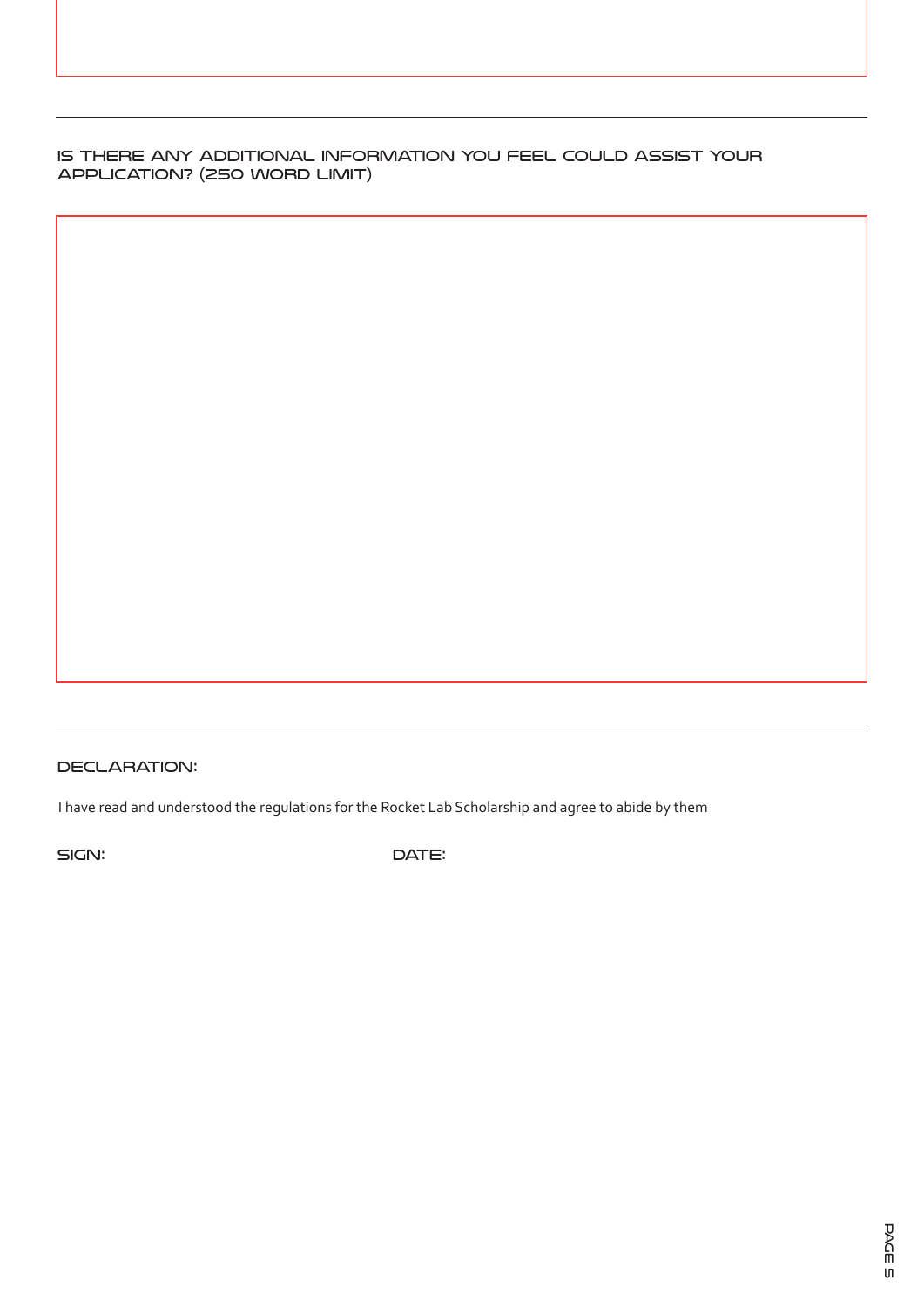## IS THERE ANY ADDITIONAL INFORMATION YOU FEEL COULD ASSIST YOUR APPLICATION? (250 WORD LIMIT)

---

## DECLARATION:

I have read and understood the regulations for the Rocket Lab Scholarship and agree to abide by them

**SIGN:** 

**DATE:**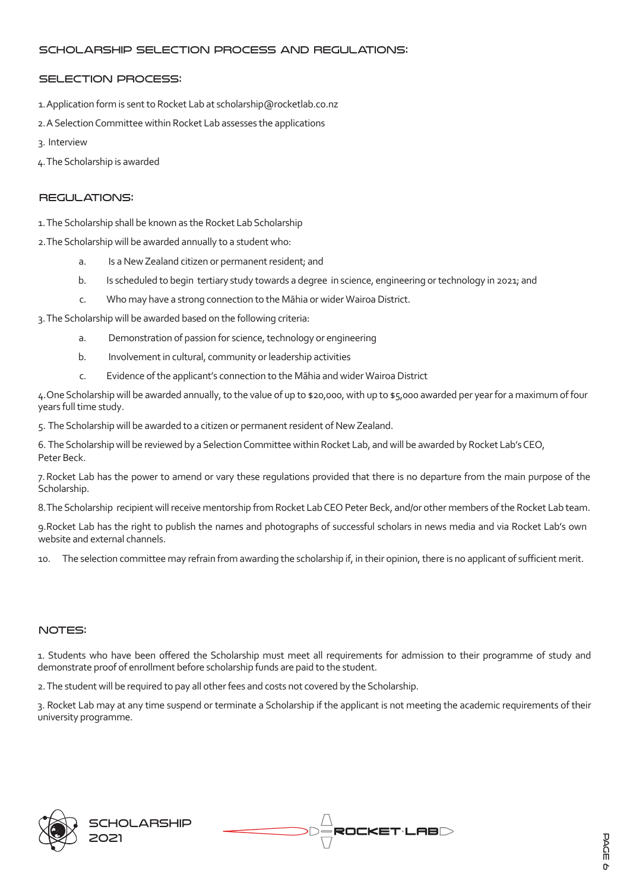## SCHOLARSHIP SELECTION PROCESS AND REGULATIONS:

### SELECTION PROCESS:

1. Application form is sent to Rocket Lab at scholarship@rocketlab.co.nz
2. A Selection Committee within Rocket Lab assesses the applications
3. Interview
4. The Scholarship is awarded

### REGULATIONS:

1. The Scholarship shall be known as the Rocket Lab Scholarship
2. The Scholarship will be awarded annually to a student who:
    a. Is a New Zealand citizen or permanent resident; and
    b. Is scheduled to begin tertiary study towards a degree in science, engineering or technology in 2021; and
    c. Who may have a strong connection to the Māhia or wider Wairoa District.
3. The Scholarship will be awarded based on the following criteria:
    a. Demonstration of passion for science, technology or engineering
    b. Involvement in cultural, community or leadership activities
    c. Evidence of the applicant's connection to the Māhia and wider Wairoa District
4. One Scholarship will be awarded annually, to the value of up to $20,000, with up to $5,000 awarded per year for a maximum of four years full time study.
5. The Scholarship will be awarded to a citizen or permanent resident of New Zealand.
6. The Scholarship will be reviewed by a Selection Committee within Rocket Lab, and will be awarded by Rocket Lab's CEO, Peter Beck.
7. Rocket Lab has the power to amend or vary these regulations provided that there is no departure from the main purpose of the Scholarship.
8. The Scholarship recipient will receive mentorship from Rocket Lab CEO Peter Beck, and/or other members of the Rocket Lab team.
9. Rocket Lab has the right to publish the names and photographs of successful scholars in news media and via Rocket Lab's own website and external channels.
10. The selection committee may refrain from awarding the scholarship if, in their opinion, there is no applicant of sufficient merit.

### NOTES:

1. Students who have been offered the Scholarship must meet all requirements for admission to their programme of study and demonstrate proof of enrollment before scholarship funds are paid to the student.
2. The student will be required to pay all other fees and costs not covered by the Scholarship.
3. Rocket Lab may at any time suspend or terminate a Scholarship if the applicant is not meeting the academic requirements of their university programme.